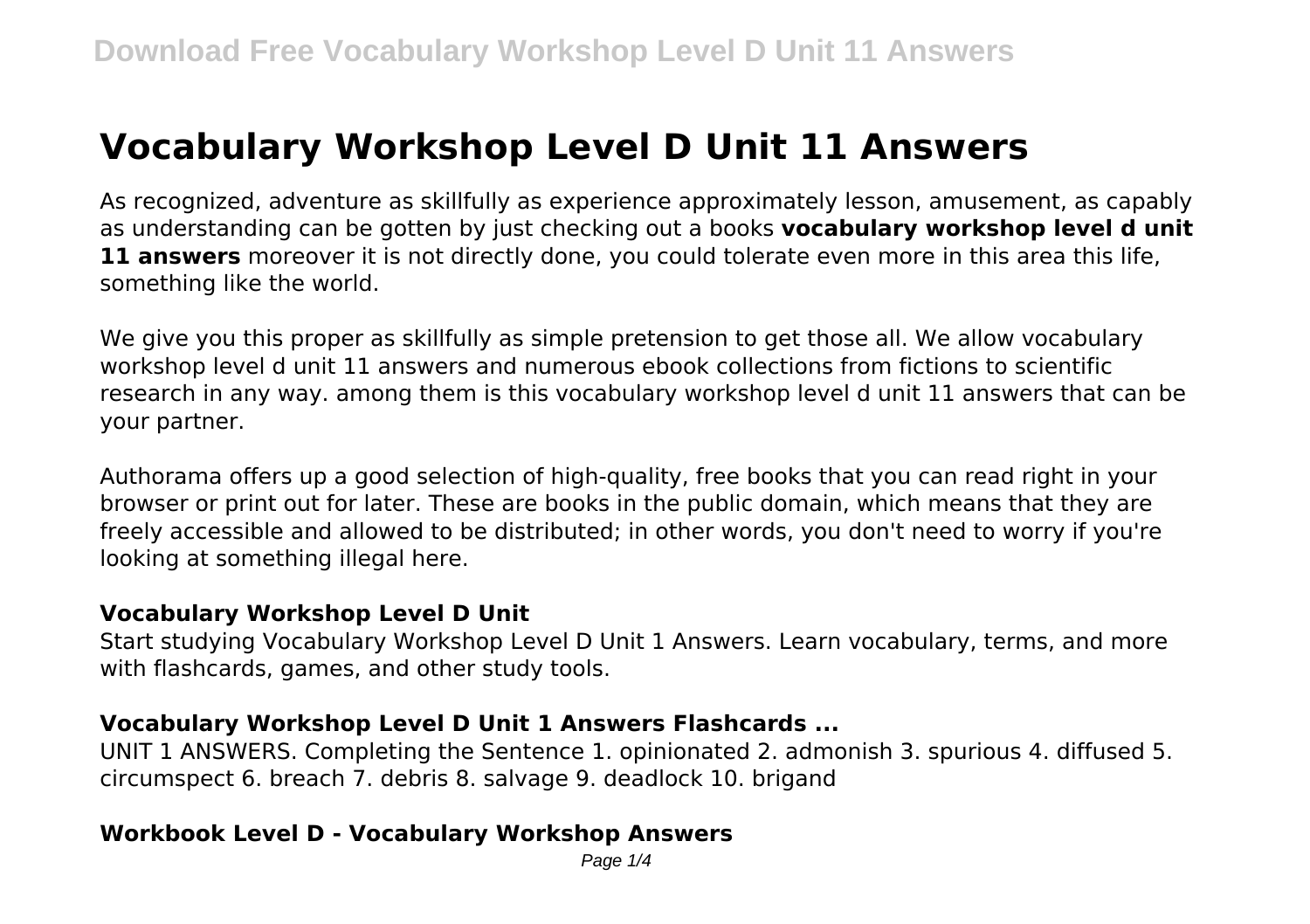# Vocabulary Workshop Level D Unit 11 Answers

As recognized, adventure as skillfully as experience approximately lesson, amusement, as capably as understanding can be gotten by just checking out a books **vocabulary workshop level d unit 11 answers** moreover it is not directly done, you could tolerate even more in this area this life, something like the world.

We give you this proper as skillfully as simple pretension to get those all. We allow vocabulary workshop level d unit 11 answers and numerous ebook collections from fictions to scientific research in any way. among them is this vocabulary workshop level d unit 11 answers that can be your partner.

Authorama offers up a good selection of high-quality, free books that you can read right in your browser or print out for later. These are books in the public domain, which means that they are freely accessible and allowed to be distributed; in other words, you don't need to worry if you're looking at something illegal here.

### Vocabulary Workshop Level D Unit

Start studying Vocabulary Workshop Level D Unit 1 Answers. Learn vocabulary, terms, and more with flashcards, games, and other study tools.

### Vocabulary Workshop Level D Unit 1 Answers Flashcards ...

UNIT 1 ANSWERS. Completing the Sentence 1. opinionated 2. admonish 3. spurious 4. diffused 5. circumspect 6. breach 7. debris 8. salvage 9. deadlock 10. brigand

### Workbook Level D - Vocabulary Workshop Answers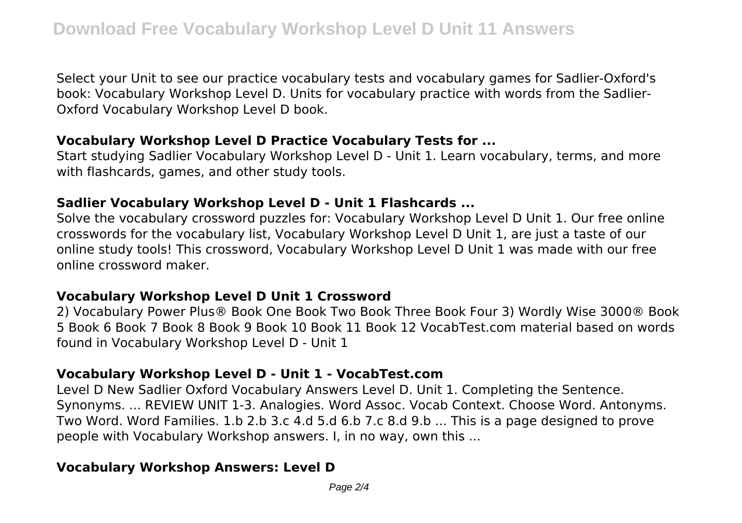Select your Unit to see our practice vocabulary tests and vocabulary games for Sadlier-Oxford's book: Vocabulary Workshop Level D. Units for vocabulary practice with words from the Sadlier-Oxford Vocabulary Workshop Level D book.

### Vocabulary Workshop Level D Practice Vocabulary Tests for ...

Start studying Sadlier Vocabulary Workshop Level D - Unit 1. Learn vocabulary, terms, and more with flashcards, games, and other study tools.

### Sadlier Vocabulary Workshop Level D - Unit 1 Flashcards ...

Solve the vocabulary crossword puzzles for: Vocabulary Workshop Level D Unit 1. Our free online crosswords for the vocabulary list, Vocabulary Workshop Level D Unit 1, are just a taste of our online study tools! This crossword, Vocabulary Workshop Level D Unit 1 was made with our free online crossword maker.

### Vocabulary Workshop Level D Unit 1 Crossword

2) Vocabulary Power Plus® Book One Book Two Book Three Book Four 3) Wordly Wise 3000® Book 5 Book 6 Book 7 Book 8 Book 9 Book 10 Book 11 Book 12 VocabTest.com material based on words found in Vocabulary Workshop Level D - Unit 1

### Vocabulary Workshop Level D - Unit 1 - VocabTest.com

Level D New Sadlier Oxford Vocabulary Answers Level D. Unit 1. Completing the Sentence. Synonyms. ... REVIEW UNIT 1-3. Analogies. Word Assoc. Vocab Context. Choose Word. Antonyms. Two Word. Word Families. 1.b 2.b 3.c 4.d 5.d 6.b 7.c 8.d 9.b ... This is a page designed to prove people with Vocabulary Workshop answers. I, in no way, own this ...

### Vocabulary Workshop Answers: Level D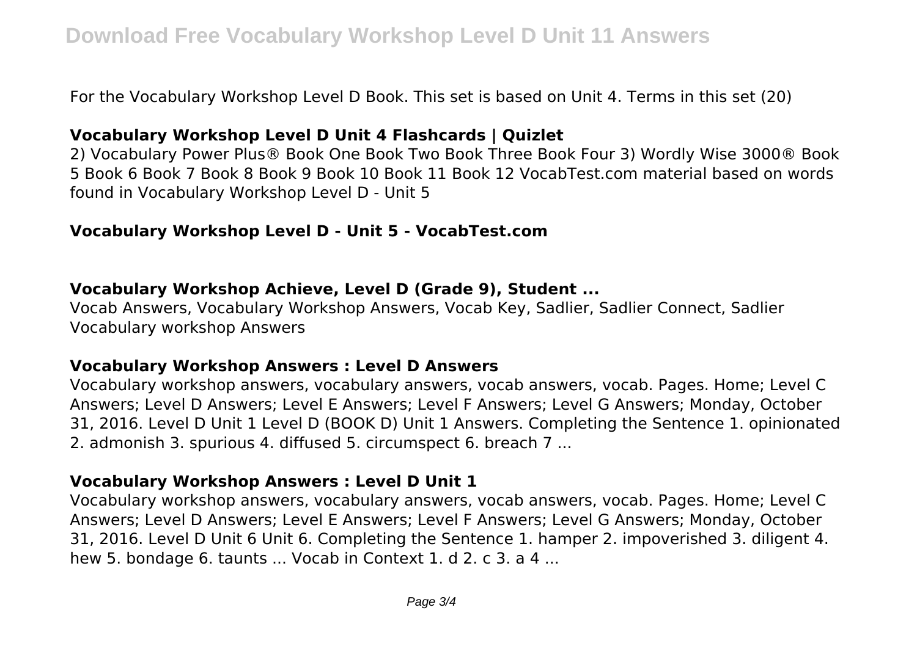For the Vocabulary Workshop Level D Book. This set is based on Unit 4. Terms in this set (20)

### Vocabulary Workshop Level D Unit 4 Flashcards | Quizlet

2) Vocabulary Power Plus® Book One Book Two Book Three Book Four 3) Wordly Wise 3000® Book 5 Book 6 Book 7 Book 8 Book 9 Book 10 Book 11 Book 12 VocabTest.com material based on words found in Vocabulary Workshop Level D - Unit 5

### Vocabulary Workshop Level D - Unit 5 - VocabTest.com

### Vocabulary Workshop Achieve, Level D (Grade 9), Student ...

Vocab Answers, Vocabulary Workshop Answers, Vocab Key, Sadlier, Sadlier Connect, Sadlier Vocabulary workshop Answers

### Vocabulary Workshop Answers : Level D Answers

Vocabulary workshop answers, vocabulary answers, vocab answers, vocab. Pages. Home; Level C Answers; Level D Answers; Level E Answers; Level F Answers; Level G Answers; Monday, October 31, 2016. Level D Unit 1 Level D (BOOK D) Unit 1 Answers. Completing the Sentence 1. opinionated 2. admonish 3. spurious 4. diffused 5. circumspect 6. breach 7 ...

### Vocabulary Workshop Answers : Level D Unit 1

Vocabulary workshop answers, vocabulary answers, vocab answers, vocab. Pages. Home; Level C Answers; Level D Answers; Level E Answers; Level F Answers; Level G Answers; Monday, October 31, 2016. Level D Unit 6 Unit 6. Completing the Sentence 1. hamper 2. impoverished 3. diligent 4. hew 5. bondage 6. taunts ... Vocab in Context 1. d 2. c 3. a 4 ...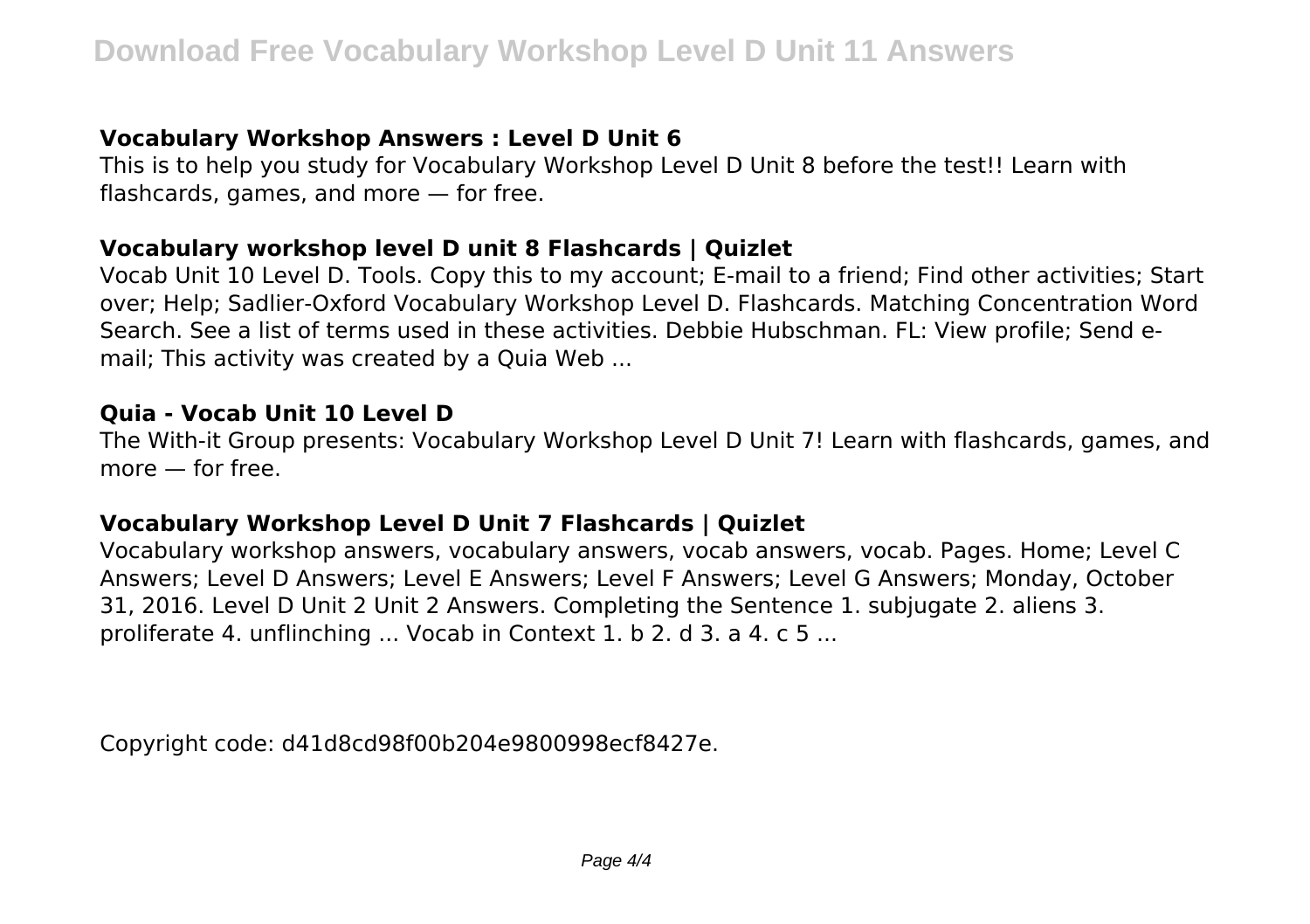### Vocabulary Workshop Answers : Level D Unit 6

This is to help you study for Vocabulary Workshop Level D Unit 8 before the test!! Learn with flashcards, games, and more — for free.

### Vocabulary workshop level D unit 8 Flashcards | Quizlet

Vocab Unit 10 Level D. Tools. Copy this to my account; E-mail to a friend; Find other activities; Start over; Help; Sadlier-Oxford Vocabulary Workshop Level D. Flashcards. Matching Concentration Word Search. See a list of terms used in these activities. Debbie Hubschman. FL: View profile; Send e-mail; This activity was created by a Quia Web ...

### Quia - Vocab Unit 10 Level D

The With-it Group presents: Vocabulary Workshop Level D Unit 7! Learn with flashcards, games, and more — for free.

### Vocabulary Workshop Level D Unit 7 Flashcards | Quizlet

Vocabulary workshop answers, vocabulary answers, vocab answers, vocab. Pages. Home; Level C Answers; Level D Answers; Level E Answers; Level F Answers; Level G Answers; Monday, October 31, 2016. Level D Unit 2 Unit 2 Answers. Completing the Sentence 1. subjugate 2. aliens 3. proliferate 4. unflinching ... Vocab in Context 1. b 2. d 3. a 4. c 5 ...

Copyright code: d41d8cd98f00b204e9800998ecf8427e.